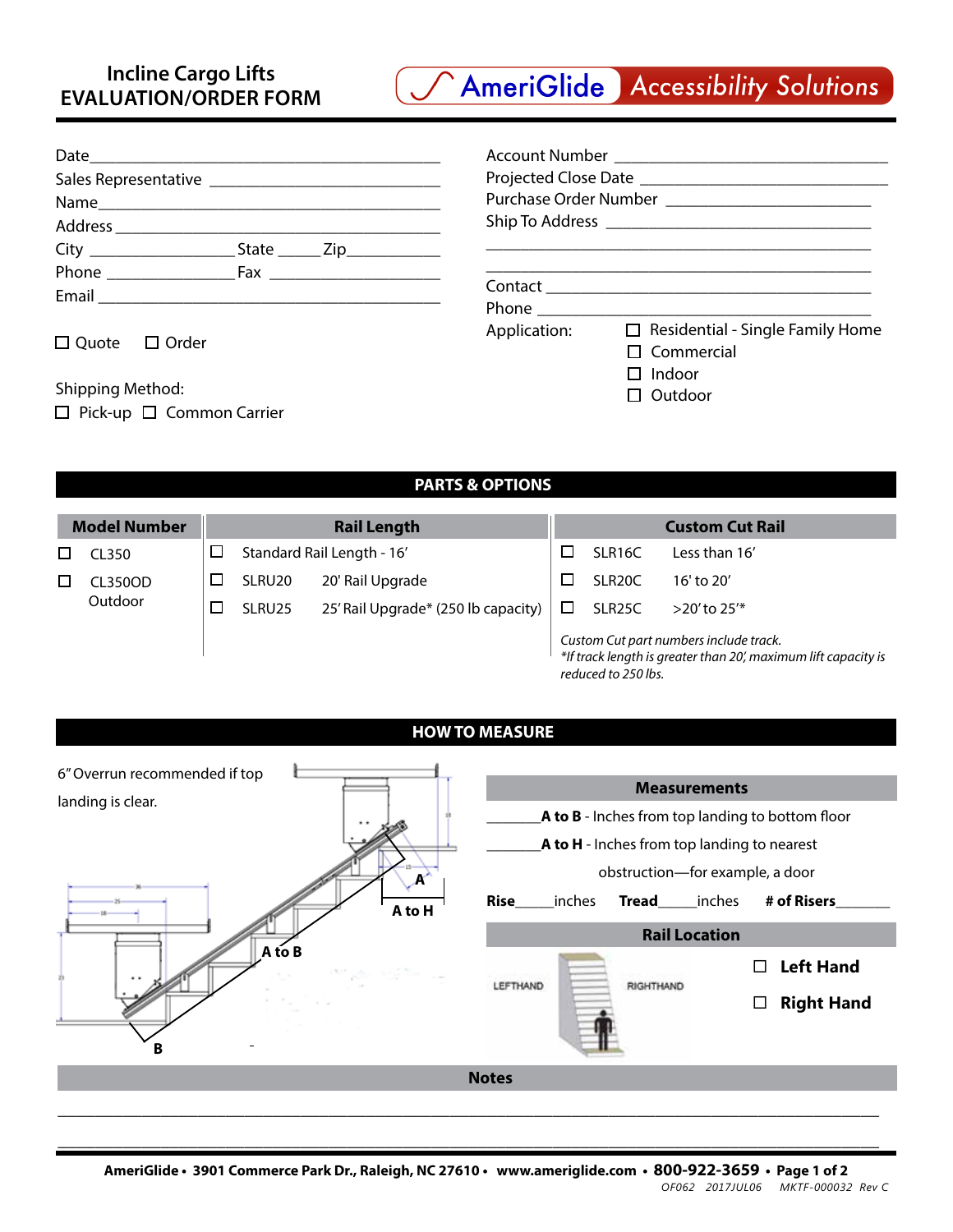# Incline Cargo Lifts EVALUATION/ORDER FORM

AmeriGlide Accessibility Solutions

Date______________________________________

Sales Representative ______________________

Name______________________________________

Address____________________________________

City _______________ State _____ Zip__________

Phone _______________ Fax __________________

Email______________________________________

☐ Quote ☐ Order

Shipping Method:
☐ Pick-up ☐ Common Carrier

Account Number ____________________________

Projected Close Date _________________________

Purchase Order Number ______________________

Ship To Address ____________________________

___________________________________________

___________________________________________

Contact ____________________________________

Phone _____________________________________

Application:
☐ Residential - Single Family Home
☐ Commercial
☐ Indoor
☐ Outdoor

## PARTS & OPTIONS

| Model Number | Rail Length | | Custom Cut Rail | |
|---|---|---|---|---|
| ☐ CL350 | ☐ Standard Rail Length - 16′ | | ☐ SLR16C | Less than 16′ |
| ☐ CL350OD Outdoor | ☐ SLRU20 | 20' Rail Upgrade | ☐ SLR20C | 16' to 20′ |
| | ☐ SLRU25 | 25′ Rail Upgrade* (250 lb capacity) | ☐ SLR25C | >20′ to 25′* |

*Custom Cut part numbers include track.*
**If track length is greater than 20′, maximum lift capacity is reduced to 250 lbs.*

## HOW TO MEASURE

6″ Overrun recommended if top landing is clear.

A, A to H, A to B, B

### Measurements

_______**A to B** - Inches from top landing to bottom floor

_______**A to H** - Inches from top landing to nearest obstruction—for example, a door

**Rise**_____inches **Tread**_____inches **# of Risers**_______

### Rail Location

LEFTHAND RIGHTHAND

☐ **Left Hand**

☐ **Right Hand**

### Notes

_____________________________________________________________________________

_____________________________________________________________________________

**AmeriGlide • 3901 Commerce Park Dr., Raleigh, NC 27610 • www.ameriglide.com • 800-922-3659**

*OF062 2017JUL06 MKTF-000032 Rev C*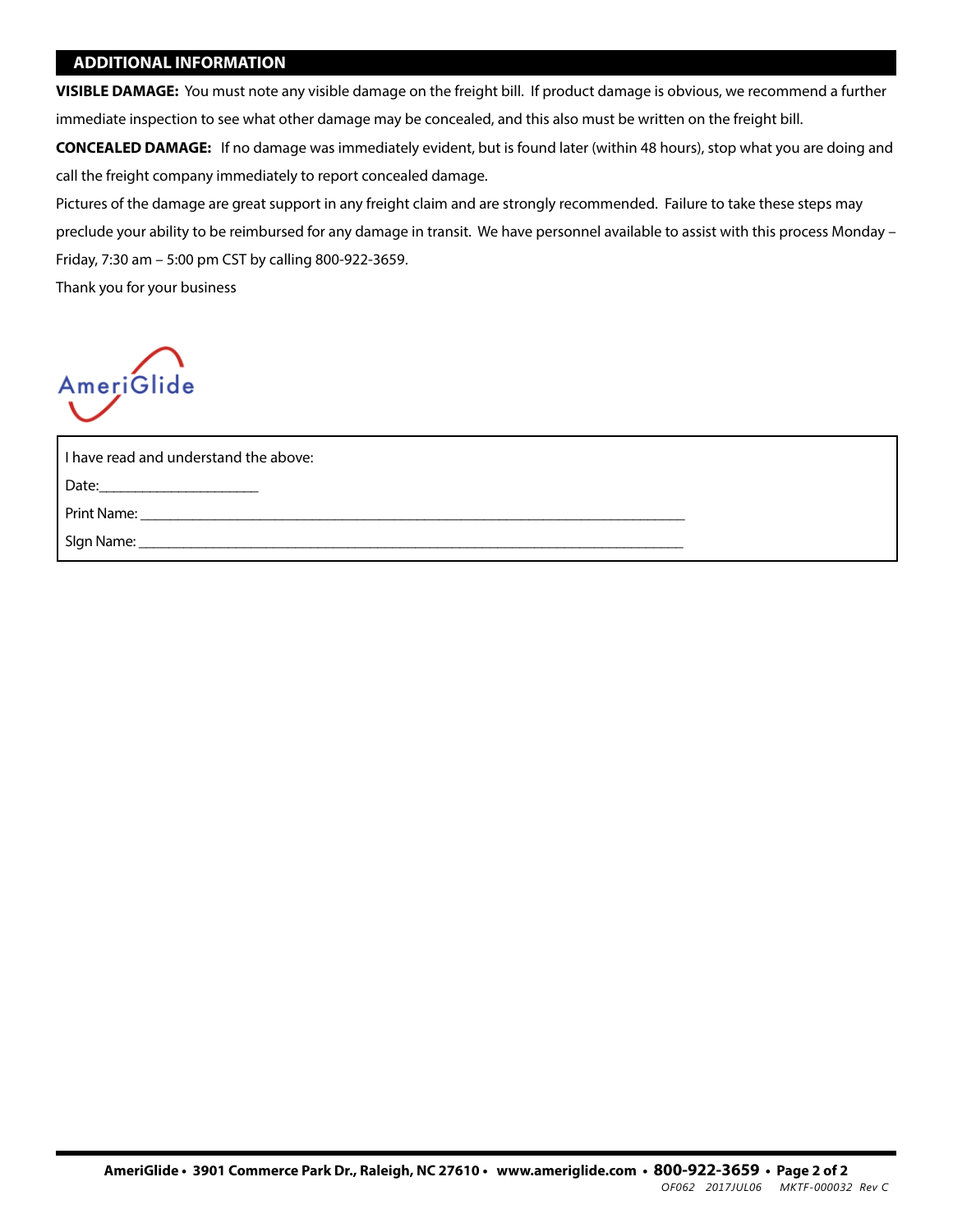## ADDITIONAL INFORMATION

**VISIBLE DAMAGE:** You must note any visible damage on the freight bill. If product damage is obvious, we recommend a further immediate inspection to see what other damage may be concealed, and this also must be written on the freight bill.

**CONCEALED DAMAGE:** If no damage was immediately evident, but is found later (within 48 hours), stop what you are doing and call the freight company immediately to report concealed damage.

Pictures of the damage are great support in any freight claim and are strongly recommended. Failure to take these steps may preclude your ability to be reimbursed for any damage in transit. We have personnel available to assist with this process Monday – Friday, 7:30 am – 5:00 pm CST by calling 800-922-3659.

Thank you for your business

AmeriGlide

I have read and understand the above:

Date:____________________

Print Name: ____________________________________________________________________

SIgn Name: ____________________________________________________________________

**AmeriGlide • 3901 Commerce Park Dr., Raleigh, NC 27610 • www.ameriglide.com • 800-922-3659**

*OF062 2017JUL06 MKTF-000032 Rev C*